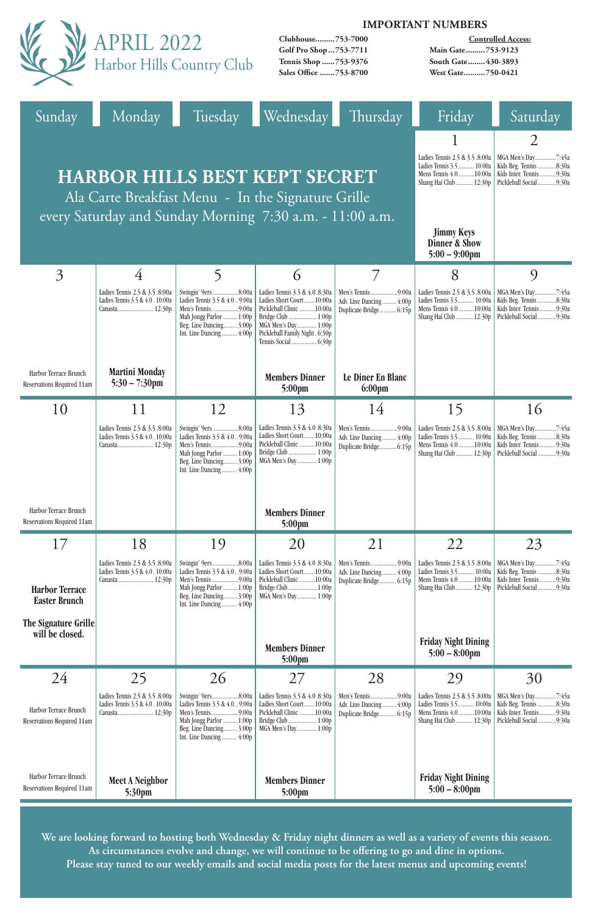# APRIL 2022
## Harbor Hills Country Club

**IMPORTANT NUMBERS**

**Clubhouse.........753-7000**
**Golf Pro Shop...753-7711**
**Tennis Shop ......753-9376**
**Sales Office .......753-8700**

**Controlled Access:**
**Main Gate.........753-9123**
**South Gate........430-3893**
**West Gate..........750-0421**

## HARBOR HILLS BEST KEPT SECRET

Ala Carte Breakfast Menu - In the Signature Grille every Saturday and Sunday Morning 7:30 a.m. - 11:00 a.m.

| Sunday | Monday | Tuesday | Wednesday | Thursday | Friday | Saturday |
|---|---|---|---|---|---|---|
| | | | | | **1**<br>Ladies Tennis 2.5 & 3.5 .8:00a<br>Ladies Tennis 3.5........... 10:00a<br>Mens Tennis 4.0 ..........10:00a<br>Shang Hai Club........... 12:30p<br><br>**Jimmy Keys Dinner & Show 5:00 – 9:00pm** | **2**<br>MGA Men's Day..............7:45a<br>Kids Beg. Tennis ............8:30a<br>Kids Inter. Tennis...........9:30a<br>Pickleball Social............9:30a |
| **3**<br><br>Harbor Terrace Brunch Reservations Required 11am | **4**<br>Ladies Tennis 2.5 & 3.5 .8:00a<br>Ladies Tennis 3.5 & 4.0 . 10:00a<br>Canasta....................... 12:30p<br><br>**Martini Monday 5:30 – 7:30pm** | **5**<br>Swingin' 9ers.................8:00a<br>Ladies Tennis 3.5 & 4.0 .. 9:00a<br>Men's Tennis..................9:00a<br>Mah Jongg Parlor ......... 1:00p<br>Beg. Line Dancing......... 3:00p<br>Int. Line Dancing.......... 4:00p | **6**<br>Ladies Tennis 3.5 & 4.0 .8:30a<br>Ladies Short Court.......10:00a<br>Pickleball Clinic ..........10:00a<br>Bridge Club .................. 1:00p<br>MGA Men's Day............. 1:00p<br>Pickleball Family Night . 6:30p<br>Tennis Social ................ 6:30p<br><br>**Members Dinner 5:00pm** | **7**<br>Men's Tennis..................9:00a<br>Adv. Line Dancing......... 4:00p<br>Duplicate Bridge........... 6:15p<br><br>**Le Diner En Blanc 6:00pm** | **8**<br>Ladies Tennis 2.5 & 3.5 .8:00a<br>Ladies Tennis 3.5........... 10:00a<br>Mens Tennis 4.0 ..........10:00a<br>Shang Hai Club........... 12:30p | **9**<br>MGA Men's Day..............7:45a<br>Kids Beg. Tennis ............8:30a<br>Kids Inter. Tennis...........9:30a<br>Pickleball Social............9:30a |
| **10**<br><br>Harbor Terrace Brunch Reservations Required 11am | **11**<br>Ladies Tennis 2.5 & 3.5 .8:00a<br>Ladies Tennis 3.5 & 4.0 . 10:00a<br>Canasta....................... 12:30p | **12**<br>Swingin' 9ers.................8:00a<br>Ladies Tennis 3.5 & 4.0 .. 9:00a<br>Men's Tennis..................9:00a<br>Mah Jongg Parlor ......... 1:00p<br>Beg. Line Dancing......... 3:00p<br>Int. Line Dancing.......... 4:00p | **13**<br>Ladies Tennis 3.5 & 4.0 .8:30a<br>Ladies Short Court.......10:00a<br>Pickleball Clinic ..........10:00a<br>Bridge Club .................. 1:00p<br>MGA Men's Day............. 1:00p<br><br>**Members Dinner 5:00pm** | **14**<br>Men's Tennis..................9:00a<br>Adv. Line Dancing......... 4:00p<br>Duplicate Bridge........... 6:15p | **15**<br>Ladies Tennis 2.5 & 3.5 .8:00a<br>Ladies Tennis 3.5........... 10:00a<br>Mens Tennis 4.0 ..........10:00a<br>Shang Hai Club........... 12:30p | **16**<br>MGA Men's Day..............7:45a<br>Kids Beg. Tennis ............8:30a<br>Kids Inter. Tennis...........9:30a<br>Pickleball Social............9:30a |
| **17**<br><br>**Harbor Terrace Easter Brunch**<br><br>**The Signature Grille will be closed.** | **18**<br>Ladies Tennis 2.5 & 3.5 .8:00a<br>Ladies Tennis 3.5 & 4.0 . 10:00a<br>Canasta....................... 12:30p | **19**<br>Swingin' 9ers.................8:00a<br>Ladies Tennis 3.5 & 4.0 .. 9:00a<br>Men's Tennis..................9:00a<br>Mah Jongg Parlor ......... 1:00p<br>Beg. Line Dancing......... 3:00p<br>Int. Line Dancing.......... 4:00p | **20**<br>Ladies Tennis 3.5 & 4.0 .8:30a<br>Ladies Short Court.......10:00a<br>Pickleball Clinic ..........10:00a<br>Bridge Club .................. 1:00p<br>MGA Men's Day............. 1:00p<br><br>**Members Dinner 5:00pm** | **21**<br>Men's Tennis..................9:00a<br>Adv. Line Dancing......... 4:00p<br>Duplicate Bridge........... 6:15p | **22**<br>Ladies Tennis 2.5 & 3.5 .8:00a<br>Ladies Tennis 3.5........... 10:00a<br>Mens Tennis 4.0 ..........10:00a<br>Shang Hai Club........... 12:30p<br><br>**Friday Night Dining 5:00 – 8:00pm** | **23**<br>MGA Men's Day..............7:45a<br>Kids Beg. Tennis ............8:30a<br>Kids Inter. Tennis...........9:30a<br>Pickleball Social............9:30a |
| **24**<br>Harbor Terrace Brunch Reservations Required 11am<br><br>Harbor Terrace Brunch Reservations Required 11am | **25**<br>Ladies Tennis 2.5 & 3.5 .8:00a<br>Ladies Tennis 3.5 & 4.0 . 10:00a<br>Canasta....................... 12:30p<br><br>**Meet A Neighbor 5:30pm** | **26**<br>Swingin' 9ers.................8:00a<br>Ladies Tennis 3.5 & 4.0 .. 9:00a<br>Men's Tennis..................9:00a<br>Mah Jongg Parlor ......... 1:00p<br>Beg. Line Dancing......... 3:00p<br>Int. Line Dancing.......... 4:00p | **27**<br>Ladies Tennis 3.5 & 4.0 .8:30a<br>Ladies Short Court.......10:00a<br>Pickleball Clinic ..........10:00a<br>Bridge Club .................. 1:00p<br>MGA Men's Day............. 1:00p<br><br>**Members Dinner 5:00pm** | **28**<br>Men's Tennis..................9:00a<br>Adv. Line Dancing......... 4:00p<br>Duplicate Bridge........... 6:15p | **29**<br>Ladies Tennis 2.5 & 3.5 .8:00a<br>Ladies Tennis 3.5........... 10:00a<br>Mens Tennis 4.0 ..........10:00a<br>Shang Hai Club........... 12:30p<br><br>**Friday Night Dining 5:00 – 8:00pm** | **30**<br>MGA Men's Day..............7:45a<br>Kids Beg. Tennis ............8:30a<br>Kids Inter. Tennis...........9:30a<br>Pickleball Social............9:30a |

**We are looking forward to hosting both Wednesday & Friday night dinners as well as a variety of events this season. As circumstances evolve and change, we will continue to be offering to go and dine in options. Please stay tuned to our weekly emails and social media posts for the latest menus and upcoming events!**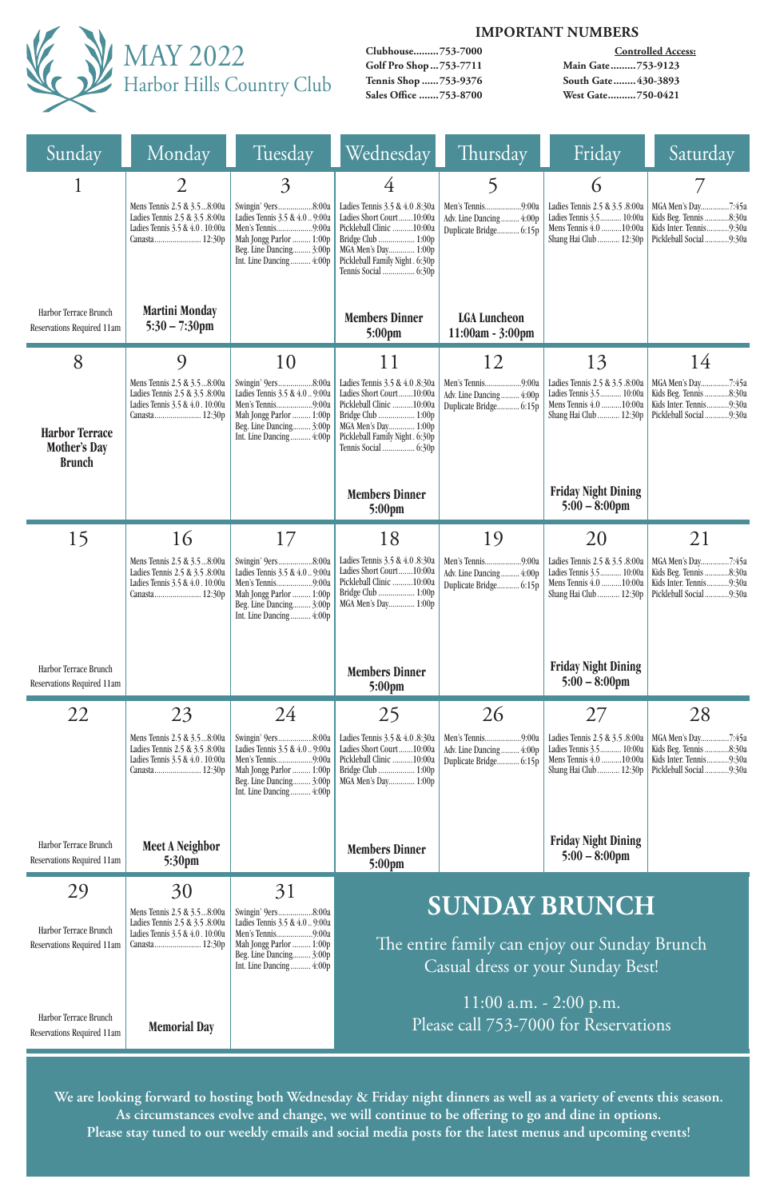# MAY 2022
## Harbor Hills Country Club

**IMPORTANT NUMBERS**

**Clubhouse**.........753-7000
**Golf Pro Shop**...753-7711
**Tennis Shop**......753-9376
**Sales Office**.......753-8700

**Controlled Access:**
**Main Gate**.........753-9123
**South Gate**........430-3893
**West Gate**..........750-0421

| Sunday | Monday | Tuesday | Wednesday | Thursday | Friday | Saturday |
|---|---|---|---|---|---|---|
| 1<br><br>Harbor Terrace Brunch<br>Reservations Required 11am | 2<br>Mens Tennis 2.5 & 3.5...8:00a<br>Ladies Tennis 2.5 & 3.5 .8:00a<br>Ladies Tennis 3.5 & 4.0 . 10:00a<br>Canasta........................ 12:30p<br><br>**Martini Monday 5:30 – 7:30pm** | 3<br>Swingin' 9ers.................8:00a<br>Ladies Tennis 3.5 & 4.0 .. 9:00a<br>Men's Tennis..................9:00a<br>Mah Jongg Parlor ......... 1:00p<br>Beg. Line Dancing......... 3:00p<br>Int. Line Dancing.......... 4:00p | 4<br>Ladies Tennis 3.5 & 4.0 .8:30a<br>Ladies Short Court.......10:00a<br>Pickleball Clinic ..........10:00a<br>Bridge Club .................. 1:00p<br>MGA Men's Day............. 1:00p<br>Pickleball Family Night . 6:30p<br>Tennis Social ................ 6:30p<br><br>**Members Dinner 5:00pm** | 5<br>Men's Tennis..................9:00a<br>Adv. Line Dancing ......... 4:00p<br>Duplicate Bridge........... 6:15p<br><br>**LGA Luncheon 11:00am - 3:00pm** | 6<br>Ladies Tennis 2.5 & 3.5 .8:00a<br>Ladies Tennis 3.5........... 10:00a<br>Mens Tennis 4.0 ..........10:00a<br>Shang Hai Club ........... 12:30p | 7<br>MGA Men's Day..............7:45a<br>Kids Beg. Tennis ............8:30a<br>Kids Inter. Tennis...........9:30a<br>Pickleball Social ............9:30a |
| 8<br><br>**Harbor Terrace Mother's Day Brunch** | 9<br>Mens Tennis 2.5 & 3.5...8:00a<br>Ladies Tennis 2.5 & 3.5 .8:00a<br>Ladies Tennis 3.5 & 4.0 . 10:00a<br>Canasta........................ 12:30p | 10<br>Swingin' 9ers.................8:00a<br>Ladies Tennis 3.5 & 4.0 .. 9:00a<br>Men's Tennis..................9:00a<br>Mah Jongg Parlor ......... 1:00p<br>Beg. Line Dancing......... 3:00p<br>Int. Line Dancing.......... 4:00p | 11<br>Ladies Tennis 3.5 & 4.0 .8:30a<br>Ladies Short Court.......10:00a<br>Pickleball Clinic ..........10:00a<br>Bridge Club .................. 1:00p<br>MGA Men's Day............. 1:00p<br>Pickleball Family Night . 6:30p<br>Tennis Social ................ 6:30p<br><br>**Members Dinner 5:00pm** | 12<br>Men's Tennis..................9:00a<br>Adv. Line Dancing ......... 4:00p<br>Duplicate Bridge........... 6:15p | 13<br>Ladies Tennis 2.5 & 3.5 .8:00a<br>Ladies Tennis 3.5........... 10:00a<br>Mens Tennis 4.0 ..........10:00a<br>Shang Hai Club ........... 12:30p<br><br>**Friday Night Dining 5:00 – 8:00pm** | 14<br>MGA Men's Day..............7:45a<br>Kids Beg. Tennis ............8:30a<br>Kids Inter. Tennis...........9:30a<br>Pickleball Social ............9:30a |
| 15<br><br>Harbor Terrace Brunch<br>Reservations Required 11am | 16<br>Mens Tennis 2.5 & 3.5...8:00a<br>Ladies Tennis 2.5 & 3.5 .8:00a<br>Ladies Tennis 3.5 & 4.0 . 10:00a<br>Canasta........................ 12:30p | 17<br>Swingin' 9ers.................8:00a<br>Ladies Tennis 3.5 & 4.0 .. 9:00a<br>Men's Tennis..................9:00a<br>Mah Jongg Parlor ......... 1:00p<br>Beg. Line Dancing......... 3:00p<br>Int. Line Dancing.......... 4:00p | 18<br>Ladies Tennis 3.5 & 4.0 .8:30a<br>Ladies Short Court.......10:00a<br>Pickleball Clinic ..........10:00a<br>Bridge Club .................. 1:00p<br>MGA Men's Day............. 1:00p<br><br>**Members Dinner 5:00pm** | 19<br>Men's Tennis..................9:00a<br>Adv. Line Dancing ......... 4:00p<br>Duplicate Bridge........... 6:15p | 20<br>Ladies Tennis 2.5 & 3.5 .8:00a<br>Ladies Tennis 3.5........... 10:00a<br>Mens Tennis 4.0 ..........10:00a<br>Shang Hai Club ........... 12:30p<br><br>**Friday Night Dining 5:00 – 8:00pm** | 21<br>MGA Men's Day..............7:45a<br>Kids Beg. Tennis ............8:30a<br>Kids Inter. Tennis...........9:30a<br>Pickleball Social ............9:30a |
| 22<br><br>Harbor Terrace Brunch<br>Reservations Required 11am | 23<br>Mens Tennis 2.5 & 3.5...8:00a<br>Ladies Tennis 2.5 & 3.5 .8:00a<br>Ladies Tennis 3.5 & 4.0 . 10:00a<br>Canasta........................ 12:30p<br><br>**Meet A Neighbor 5:30pm** | 24<br>Swingin' 9ers.................8:00a<br>Ladies Tennis 3.5 & 4.0 .. 9:00a<br>Men's Tennis..................9:00a<br>Mah Jongg Parlor ......... 1:00p<br>Beg. Line Dancing......... 3:00p<br>Int. Line Dancing.......... 4:00p | 25<br>Ladies Tennis 3.5 & 4.0 .8:30a<br>Ladies Short Court.......10:00a<br>Pickleball Clinic ..........10:00a<br>Bridge Club .................. 1:00p<br>MGA Men's Day............. 1:00p<br><br>**Members Dinner 5:00pm** | 26<br>Men's Tennis..................9:00a<br>Adv. Line Dancing ......... 4:00p<br>Duplicate Bridge........... 6:15p | 27<br>Ladies Tennis 2.5 & 3.5 .8:00a<br>Ladies Tennis 3.5........... 10:00a<br>Mens Tennis 4.0 ..........10:00a<br>Shang Hai Club ........... 12:30p<br><br>**Friday Night Dining 5:00 – 8:00pm** | 28<br>MGA Men's Day..............7:45a<br>Kids Beg. Tennis ............8:30a<br>Kids Inter. Tennis...........9:30a<br>Pickleball Social ............9:30a |
| 29<br>Harbor Terrace Brunch<br>Reservations Required 11am<br><br>Harbor Terrace Brunch<br>Reservations Required 11am | 30<br>Mens Tennis 2.5 & 3.5...8:00a<br>Ladies Tennis 2.5 & 3.5 .8:00a<br>Ladies Tennis 3.5 & 4.0 . 10:00a<br>Canasta........................ 12:30p<br><br>**Memorial Day** | 31<br>Swingin' 9ers.................8:00a<br>Ladies Tennis 3.5 & 4.0 .. 9:00a<br>Men's Tennis..................9:00a<br>Mah Jongg Parlor ......... 1:00p<br>Beg. Line Dancing......... 3:00p<br>Int. Line Dancing.......... 4:00p | | | | |

## SUNDAY BRUNCH

The entire family can enjoy our Sunday Brunch
Casual dress or your Sunday Best!

11:00 a.m. - 2:00 p.m.
Please call 753-7000 for Reservations

**We are looking forward to hosting both Wednesday & Friday night dinners as well as a variety of events this season. As circumstances evolve and change, we will continue to be offering to go and dine in options. Please stay tuned to our weekly emails and social media posts for the latest menus and upcoming events!**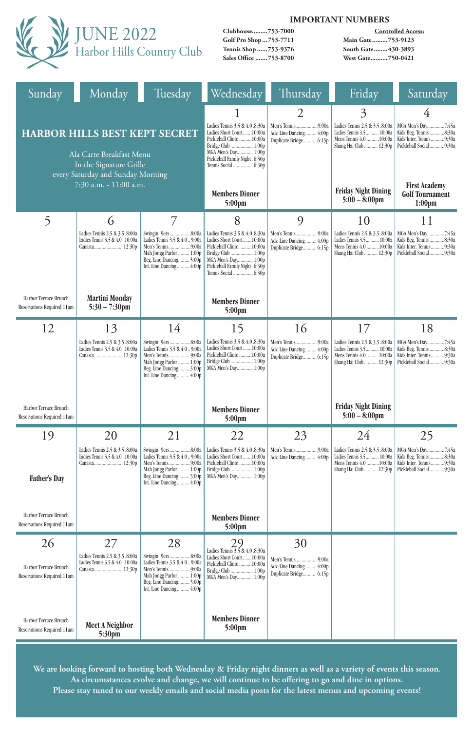# JUNE 2022
## Harbor Hills Country Club

**IMPORTANT NUMBERS**

| | | |
|---|---|---|
| Clubhouse.........753-7000 | | **Controlled Access:** |
| Golf Pro Shop...753-7711 | | Main Gate.........753-9123 |
| Tennis Shop ......753-9376 | | South Gate........430-3893 |
| Sales Office .......753-8700 | | West Gate..........750-0421 |

| Sunday | Monday | Tuesday | Wednesday | Thursday | Friday | Saturday |
|---|---|---|---|---|---|---|
| **HARBOR HILLS BEST KEPT SECRET**<br>Ala Carte Breakfast Menu<br>In the Signature Grille<br>every Saturday and Sunday Morning<br>7:30 a.m. - 11:00 a.m. | | | **1**<br>Ladies Tennis 3.5 & 4.0 .8:30a<br>Ladies Short Court.......10:00a<br>Pickleball Clinic ..........10:00a<br>Bridge Club .................. 1:00p<br>MGA Men's Day............. 1:00p<br>Pickleball Family Night . 6:30p<br>Tennis Social ................ 6:30p<br>**Members Dinner 5:00pm** | **2**<br>Men's Tennis.................9:00a<br>Adv. Line Dancing......... 4:00p<br>Duplicate Bridge........... 6:15p | **3**<br>Ladies Tennis 2.5 & 3.5 .8:00a<br>Ladies Tennis 3.5........... 10:00a<br>Mens Tennis 4.0 ..........10:00a<br>Shang Hai Club........... 12:30p<br>**Friday Night Dining 5:00 – 8:00pm** | **4**<br>MGA Men's Day..............7:45a<br>Kids Beg. Tennis ............8:30a<br>Kids Inter. Tennis...........9:30a<br>Pickleball Social ............9:30a<br>**First Academy Golf Tournament 1:00pm** |
| **5**<br>Harbor Terrace Brunch<br>Reservations Required 11am | **6**<br>Ladies Tennis 2.5 & 3.5 .8:00a<br>Ladies Tennis 3.5 & 4.0 . 10:00a<br>Canasta........................ 12:30p<br>**Martini Monday 5:30 – 7:30pm** | **7**<br>Swingin' 9ers.................8:00a<br>Ladies Tennis 3.5 & 4.0 .. 9:00a<br>Men's Tennis..................9:00a<br>Mah Jongg Parlor ......... 1:00p<br>Beg. Line Dancing......... 3:00p<br>Int. Line Dancing.......... 4:00p | **8**<br>Ladies Tennis 3.5 & 4.0 .8:30a<br>Ladies Short Court.......10:00a<br>Pickleball Clinic ..........10:00a<br>Bridge Club .................. 1:00p<br>MGA Men's Day............. 1:00p<br>Pickleball Family Night . 6:30p<br>Tennis Social ................ 6:30p<br>**Members Dinner 5:00pm** | **9**<br>Men's Tennis.................9:00a<br>Adv. Line Dancing......... 4:00p<br>Duplicate Bridge........... 6:15p | **10**<br>Ladies Tennis 2.5 & 3.5 .8:00a<br>Ladies Tennis 3.5........... 10:00a<br>Mens Tennis 4.0 ..........10:00a<br>Shang Hai Club........... 12:30p | **11**<br>MGA Men's Day..............7:45a<br>Kids Beg. Tennis ............8:30a<br>Kids Inter. Tennis...........9:30a<br>Pickleball Social ............9:30a |
| **12**<br>Harbor Terrace Brunch<br>Reservations Required 11am | **13**<br>Ladies Tennis 2.5 & 3.5 .8:00a<br>Ladies Tennis 3.5 & 4.0 . 10:00a<br>Canasta........................ 12:30p | **14**<br>Swingin' 9ers.................8:00a<br>Ladies Tennis 3.5 & 4.0 .. 9:00a<br>Men's Tennis..................9:00a<br>Mah Jongg Parlor ......... 1:00p<br>Beg. Line Dancing......... 3:00p<br>Int. Line Dancing.......... 4:00p | **15**<br>Ladies Tennis 3.5 & 4.0 .8:30a<br>Ladies Short Court.......10:00a<br>Pickleball Clinic ..........10:00a<br>Bridge Club .................. 1:00p<br>MGA Men's Day............. 1:00p<br>**Members Dinner 5:00pm** | **16**<br>Men's Tennis.................9:00a<br>Adv. Line Dancing......... 4:00p<br>Duplicate Bridge........... 6:15p | **17**<br>Ladies Tennis 2.5 & 3.5 .8:00a<br>Ladies Tennis 3.5........... 10:00a<br>Mens Tennis 4.0 ..........10:00a<br>Shang Hai Club........... 12:30p<br>**Friday Night Dining 5:00 – 8:00pm** | **18**<br>MGA Men's Day..............7:45a<br>Kids Beg. Tennis ............8:30a<br>Kids Inter. Tennis...........9:30a<br>Pickleball Social ............9:30a |
| **19**<br>**Father's Day**<br>Harbor Terrace Brunch<br>Reservations Required 11am | **20**<br>Ladies Tennis 2.5 & 3.5 .8:00a<br>Ladies Tennis 3.5 & 4.0 . 10:00a<br>Canasta........................ 12:30p | **21**<br>Swingin' 9ers.................8:00a<br>Ladies Tennis 3.5 & 4.0 .. 9:00a<br>Men's Tennis..................9:00a<br>Mah Jongg Parlor ......... 1:00p<br>Beg. Line Dancing......... 3:00p<br>Int. Line Dancing.......... 4:00p | **22**<br>Ladies Tennis 3.5 & 4.0 .8:30a<br>Ladies Short Court.......10:00a<br>Pickleball Clinic ..........10:00a<br>Bridge Club .................. 1:00p<br>MGA Men's Day............. 1:00p<br>**Members Dinner 5:00pm** | **23**<br>Men's Tennis.................9:00a<br>Adv. Line Dancing......... 4:00p | **24**<br>Ladies Tennis 2.5 & 3.5 .8:00a<br>Ladies Tennis 3.5........... 10:00a<br>Mens Tennis 4.0 ..........10:00a<br>Shang Hai Club........... 12:30p | **25**<br>MGA Men's Day..............7:45a<br>Kids Beg. Tennis ............8:30a<br>Kids Inter. Tennis...........9:30a<br>Pickleball Social ............9:30a |
| **26**<br>Harbor Terrace Brunch<br>Reservations Required 11am<br>Harbor Terrace Brunch<br>Reservations Required 11am | **27**<br>Ladies Tennis 2.5 & 3.5 .8:00a<br>Ladies Tennis 3.5 & 4.0 . 10:00a<br>Canasta........................ 12:30p<br>**Meet A Neighbor 5:30pm** | **28**<br>Swingin' 9ers.................8:00a<br>Ladies Tennis 3.5 & 4.0 .. 9:00a<br>Men's Tennis..................9:00a<br>Mah Jongg Parlor ......... 1:00p<br>Beg. Line Dancing......... 3:00p<br>Int. Line Dancing.......... 4:00p | **29**<br>Ladies Tennis 3.5 & 4.0 .8:30a<br>Ladies Short Court.......10:00a<br>Pickleball Clinic ..........10:00a<br>Bridge Club .................. 1:00p<br>MGA Men's Day............. 1:00p<br>**Members Dinner 5:00pm** | **30**<br>Men's Tennis.................9:00a<br>Adv. Line Dancing......... 4:00p<br>Duplicate Bridge........... 6:15p | | |

**We are looking forward to hosting both Wednesday & Friday night dinners as well as a variety of events this season. As circumstances evolve and change, we will continue to be offering to go and dine in options. Please stay tuned to our weekly emails and social media posts for the latest menus and upcoming events!**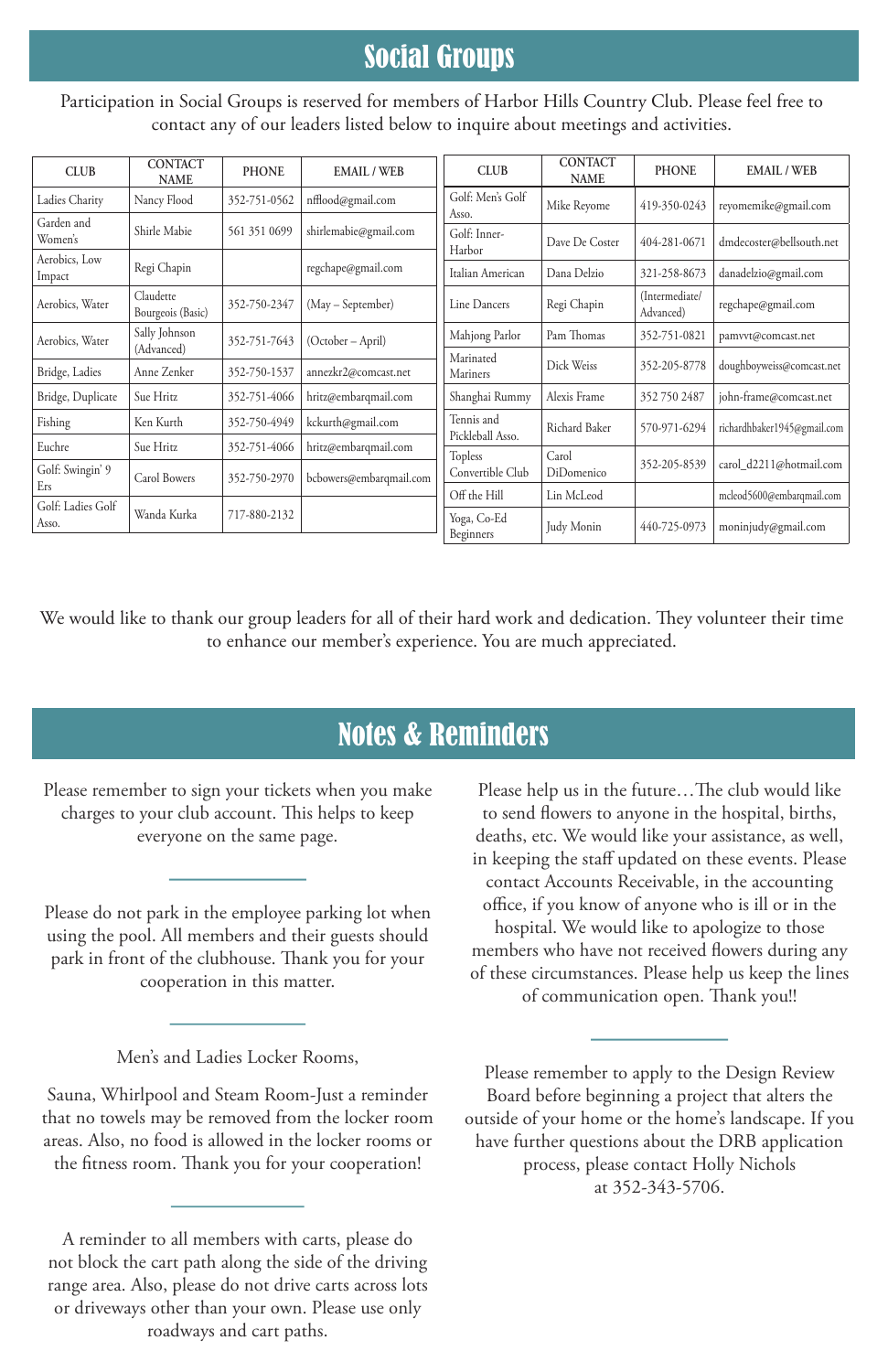# Social Groups

Participation in Social Groups is reserved for members of Harbor Hills Country Club. Please feel free to contact any of our leaders listed below to inquire about meetings and activities.

| CLUB | CONTACT NAME | PHONE | EMAIL / WEB |
|---|---|---|---|
| Ladies Charity | Nancy Flood | 352-751-0562 | nfflood@gmail.com |
| Garden and Women's | Shirle Mabie | 561 351 0699 | shirlemabie@gmail.com |
| Aerobics, Low Impact | Regi Chapin | | regchape@gmail.com |
| Aerobics, Water | Claudette Bourgeois (Basic) | 352-750-2347 | (May – September) |
| Aerobics, Water | Sally Johnson (Advanced) | 352-751-7643 | (October – April) |
| Bridge, Ladies | Anne Zenker | 352-750-1537 | annezkr2@comcast.net |
| Bridge, Duplicate | Sue Hritz | 352-751-4066 | hritz@embarqmail.com |
| Fishing | Ken Kurth | 352-750-4949 | kckurth@gmail.com |
| Euchre | Sue Hritz | 352-751-4066 | hritz@embarqmail.com |
| Golf: Swingin' 9 Ers | Carol Bowers | 352-750-2970 | bcbowers@embarqmail.com |
| Golf: Ladies Golf Asso. | Wanda Kurka | 717-880-2132 | |

| CLUB | CONTACT NAME | PHONE | EMAIL / WEB |
|---|---|---|---|
| Golf: Men's Golf Asso. | Mike Reyome | 419-350-0243 | reyomemike@gmail.com |
| Golf: Inner-Harbor | Dave De Coster | 404-281-0671 | dmdecoster@bellsouth.net |
| Italian American | Dana Delzio | 321-258-8673 | danadelzio@gmail.com |
| Line Dancers | Regi Chapin | (Intermediate/ Advanced) | regchape@gmail.com |
| Mahjong Parlor | Pam Thomas | 352-751-0821 | pamvvt@comcast.net |
| Marinated Mariners | Dick Weiss | 352-205-8778 | doughboyweiss@comcast.net |
| Shanghai Rummy | Alexis Frame | 352 750 2487 | john-frame@comcast.net |
| Tennis and Pickleball Asso. | Richard Baker | 570-971-6294 | richardhbaker1945@gmail.com |
| Topless Convertible Club | Carol DiDomenico | 352-205-8539 | carol_d2211@hotmail.com |
| Off the Hill | Lin McLeod | | mcleod5600@embarqmail.com |
| Yoga, Co-Ed Beginners | Judy Monin | 440-725-0973 | moninjudy@gmail.com |

We would like to thank our group leaders for all of their hard work and dedication. They volunteer their time to enhance our member's experience. You are much appreciated.

# Notes & Reminders

Please remember to sign your tickets when you make charges to your club account. This helps to keep everyone on the same page.

Please do not park in the employee parking lot when using the pool. All members and their guests should park in front of the clubhouse. Thank you for your cooperation in this matter.

Men's and Ladies Locker Rooms,

Sauna, Whirlpool and Steam Room-Just a reminder that no towels may be removed from the locker room areas. Also, no food is allowed in the locker rooms or the fitness room. Thank you for your cooperation!

A reminder to all members with carts, please do not block the cart path along the side of the driving range area. Also, please do not drive carts across lots or driveways other than your own. Please use only roadways and cart paths.

Please help us in the future…The club would like to send flowers to anyone in the hospital, births, deaths, etc. We would like your assistance, as well, in keeping the staff updated on these events. Please contact Accounts Receivable, in the accounting office, if you know of anyone who is ill or in the hospital. We would like to apologize to those members who have not received flowers during any of these circumstances. Please help us keep the lines of communication open. Thank you!!

Please remember to apply to the Design Review Board before beginning a project that alters the outside of your home or the home's landscape. If you have further questions about the DRB application process, please contact Holly Nichols at 352-343-5706.